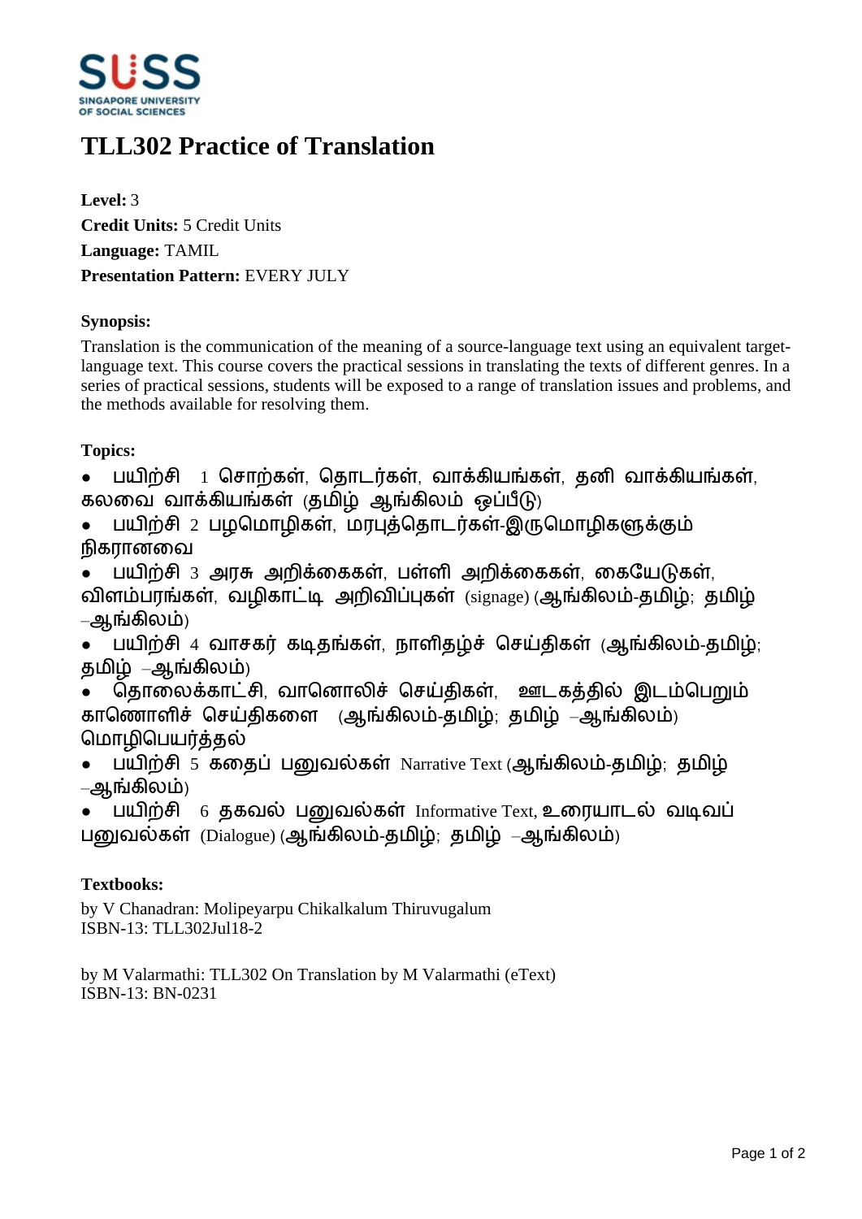# TLL302 Practice of Translation

**Level:** 3
**Credit Units:** 5 Credit Units
**Language:** TAMIL
**Presentation Pattern:** EVERY JULY

**Synopsis:**

Translation is the communication of the meaning of a source-language text using an equivalent target-language text. This course covers the practical sessions in translating the texts of different genres. In a series of practical sessions, students will be exposed to a range of translation issues and problems, and the methods available for resolving them.

**Topics:**

- பயிற்சி 1 சொற்கள், தொடர்கள், வாக்கியங்கள், தனி வாக்கியங்கள், கலவை வாக்கியங்கள் (தமிழ் ஆங்கிலம் ஒப்பீடு)
- பயிற்சி 2 பழமொழிகள், மரபுத்தொடர்கள்-இருமொழிகளுக்கும் நிகரானவை
- பயிற்சி 3 அரசு அறிக்கைகள், பள்ளி அறிக்கைகள், கையேடுகள், விளம்பரங்கள், வழிகாட்டி அறிவிப்புகள் (signage) (ஆங்கிலம்-தமிழ்; தமிழ் –ஆங்கிலம்)
- பயிற்சி 4 வாசகர் கடிதங்கள், நாளிதழ்ச் செய்திகள் (ஆங்கிலம்-தமிழ்; தமிழ் –ஆங்கிலம்)
- தொலைக்காட்சி, வானொலிச் செய்திகள், ஊடகத்தில் இடம்பெறும் காணொளிச் செய்திகளை (ஆங்கிலம்-தமிழ்; தமிழ் –ஆங்கிலம்) மொழிபெயர்த்தல்
- பயிற்சி 5 கதைப் பனுவல்கள் Narrative Text (ஆங்கிலம்-தமிழ்; தமிழ் –ஆங்கிலம்)
- பயிற்சி 6 தகவல் பனுவல்கள் Informative Text, உரையாடல் வடிவப் பனுவல்கள் (Dialogue) (ஆங்கிலம்-தமிழ்; தமிழ் –ஆங்கிலம்)

**Textbooks:**

by V Chanadran: Molipeyarpu Chikalkalum Thiruvugalum
ISBN-13: TLL302Jul18-2

by M Valarmathi: TLL302 On Translation by M Valarmathi (eText)
ISBN-13: BN-0231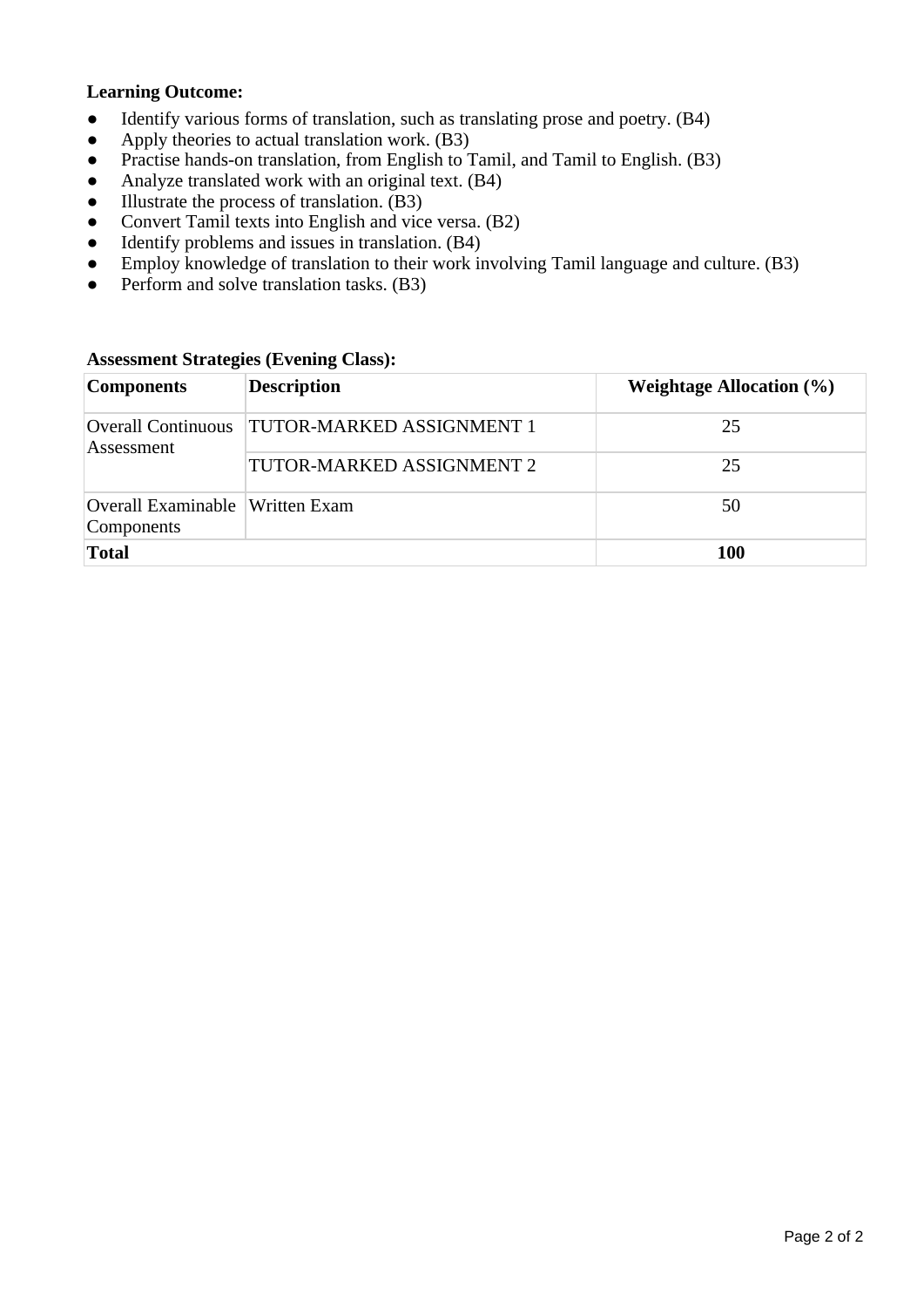**Learning Outcome:**

- Identify various forms of translation, such as translating prose and poetry. (B4)
- Apply theories to actual translation work. (B3)
- Practise hands-on translation, from English to Tamil, and Tamil to English. (B3)
- Analyze translated work with an original text. (B4)
- Illustrate the process of translation. (B3)
- Convert Tamil texts into English and vice versa. (B2)
- Identify problems and issues in translation. (B4)
- Employ knowledge of translation to their work involving Tamil language and culture. (B3)
- Perform and solve translation tasks. (B3)

**Assessment Strategies (Evening Class):**

| Components | Description | Weightage Allocation (%) |
|---|---|---|
| Overall Continuous Assessment | TUTOR-MARKED ASSIGNMENT 1 | 25 |
| | TUTOR-MARKED ASSIGNMENT 2 | 25 |
| Overall Examinable Components | Written Exam | 50 |
| **Total** | | **100** |